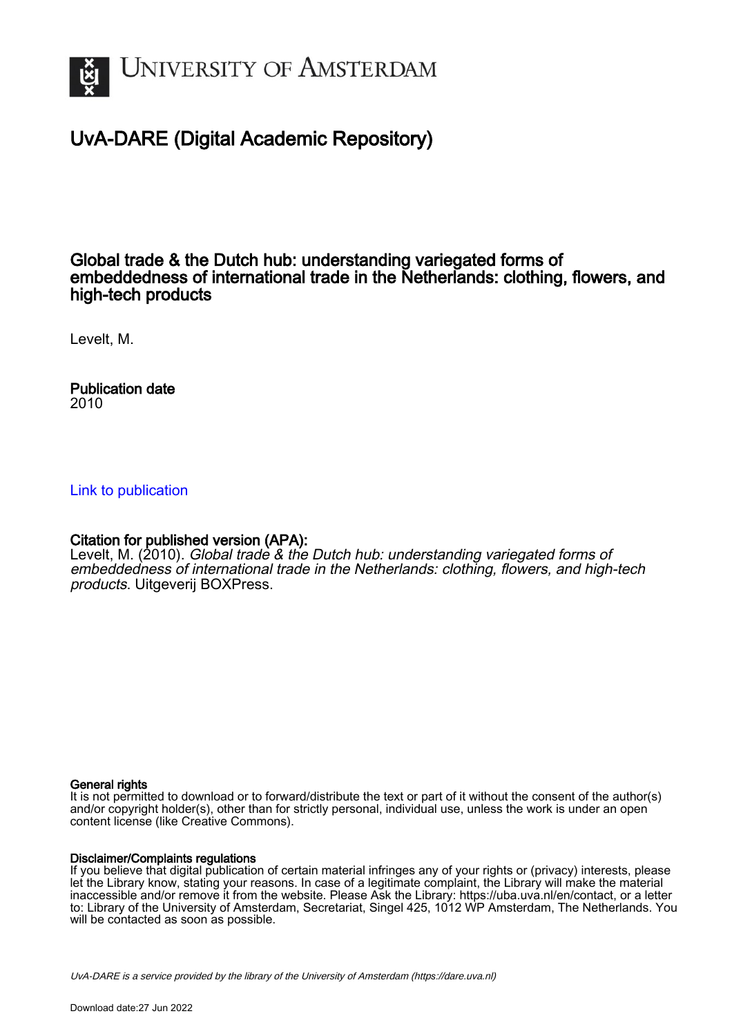# UvA-DARE (Digital Academic Repository)

## Global trade & the Dutch hub: understanding variegated forms of embeddedness of international trade in the Netherlands: clothing, flowers, and high-tech products

Levelt, M.

**Publication date**
2010

Link to publication

**Citation for published version (APA):**
Levelt, M. (2010). *Global trade & the Dutch hub: understanding variegated forms of embeddedness of international trade in the Netherlands: clothing, flowers, and high-tech products*. Uitgeverij BOXPress.

**General rights**
It is not permitted to download or to forward/distribute the text or part of it without the consent of the author(s) and/or copyright holder(s), other than for strictly personal, individual use, unless the work is under an open content license (like Creative Commons).

**Disclaimer/Complaints regulations**
If you believe that digital publication of certain material infringes any of your rights or (privacy) interests, please let the Library know, stating your reasons. In case of a legitimate complaint, the Library will make the material inaccessible and/or remove it from the website. Please Ask the Library: https://uba.uva.nl/en/contact, or a letter to: Library of the University of Amsterdam, Secretariat, Singel 425, 1012 WP Amsterdam, The Netherlands. You will be contacted as soon as possible.

*UvA-DARE is a service provided by the library of the University of Amsterdam (https://dare.uva.nl)*

Download date:27 Jun 2022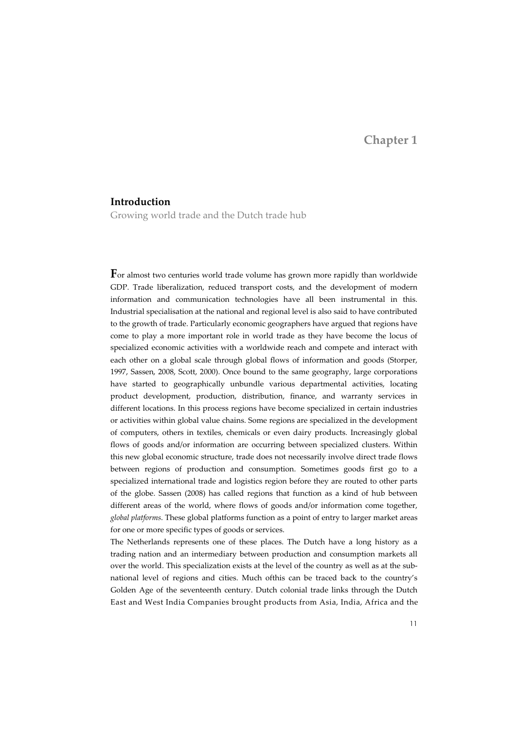# Chapter 1

## Introduction

Growing world trade and the Dutch trade hub

For almost two centuries world trade volume has grown more rapidly than worldwide GDP. Trade liberalization, reduced transport costs, and the development of modern information and communication technologies have all been instrumental in this. Industrial specialisation at the national and regional level is also said to have contributed to the growth of trade. Particularly economic geographers have argued that regions have come to play a more important role in world trade as they have become the locus of specialized economic activities with a worldwide reach and compete and interact with each other on a global scale through global flows of information and goods (Storper, 1997, Sassen, 2008, Scott, 2000). Once bound to the same geography, large corporations have started to geographically unbundle various departmental activities, locating product development, production, distribution, finance, and warranty services in different locations. In this process regions have become specialized in certain industries or activities within global value chains. Some regions are specialized in the development of computers, others in textiles, chemicals or even dairy products. Increasingly global flows of goods and/or information are occurring between specialized clusters. Within this new global economic structure, trade does not necessarily involve direct trade flows between regions of production and consumption. Sometimes goods first go to a specialized international trade and logistics region before they are routed to other parts of the globe. Sassen (2008) has called regions that function as a kind of hub between different areas of the world, where flows of goods and/or information come together, *global platforms*. These global platforms function as a point of entry to larger market areas for one or more specific types of goods or services.

The Netherlands represents one of these places. The Dutch have a long history as a trading nation and an intermediary between production and consumption markets all over the world. This specialization exists at the level of the country as well as at the sub-national level of regions and cities. Much ofthis can be traced back to the country's Golden Age of the seventeenth century. Dutch colonial trade links through the Dutch East and West India Companies brought products from Asia, India, Africa and the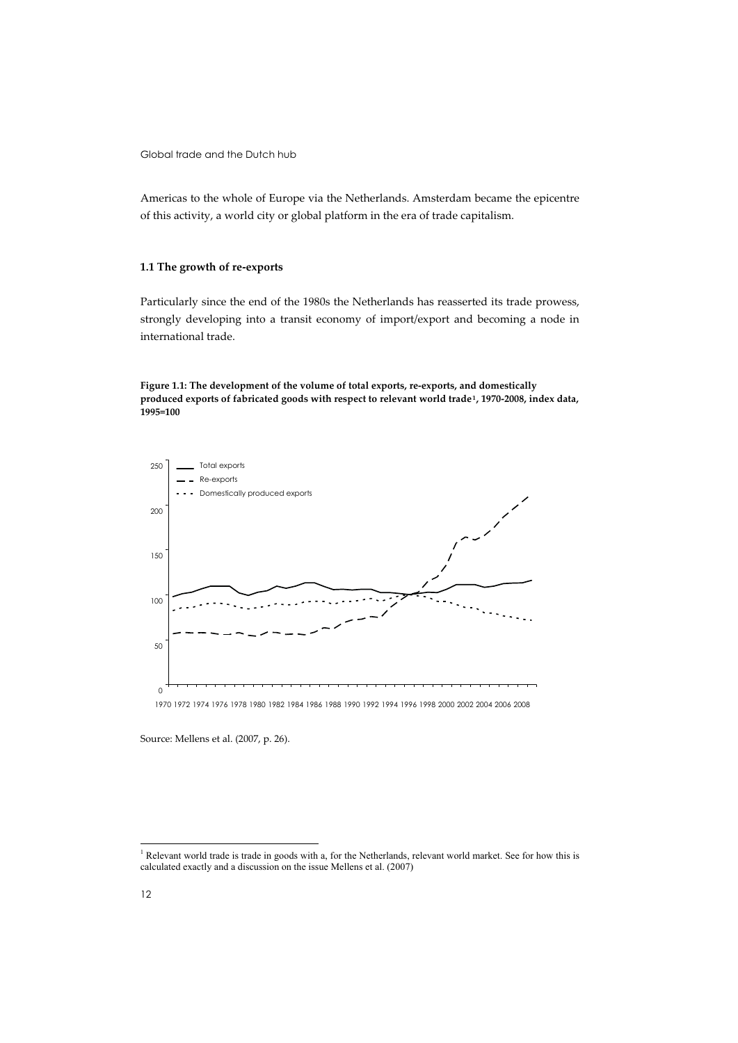Americas to the whole of Europe via the Netherlands. Amsterdam became the epicentre of this activity, a world city or global platform in the era of trade capitalism.

### 1.1 The growth of re-exports

Particularly since the end of the 1980s the Netherlands has reasserted its trade prowess, strongly developing into a transit economy of import/export and becoming a node in international trade.

**Figure 1.1: The development of the volume of total exports, re-exports, and domestically produced exports of fabricated goods with respect to relevant world trade[1], 1970-2008, index data, 1995=100**

Source: Mellens et al. (2007, p. 26).

[1] Relevant world trade is trade in goods with a, for the Netherlands, relevant world market. See for how this is calculated exactly and a discussion on the issue Mellens et al. (2007)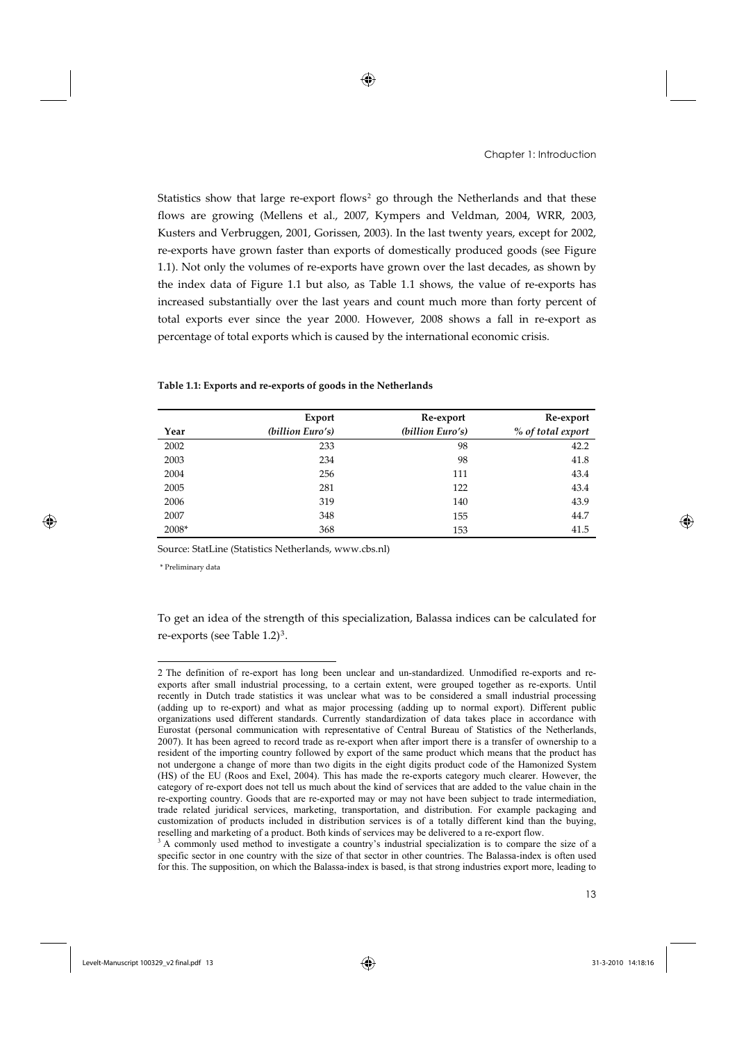Statistics show that large re-export flows[2] go through the Netherlands and that these flows are growing (Mellens et al., 2007, Kympers and Veldman, 2004, WRR, 2003, Kusters and Verbruggen, 2001, Gorissen, 2003). In the last twenty years, except for 2002, re-exports have grown faster than exports of domestically produced goods (see Figure 1.1). Not only the volumes of re-exports have grown over the last decades, as shown by the index data of Figure 1.1 but also, as Table 1.1 shows, the value of re-exports has increased substantially over the last years and count much more than forty percent of total exports ever since the year 2000. However, 2008 shows a fall in re-export as percentage of total exports which is caused by the international economic crisis.

**Table 1.1: Exports and re-exports of goods in the Netherlands**

| Year | Export *(billion Euro's)* | Re-export *(billion Euro's)* | Re-export *% of total export* |
|---|---|---|---|
| 2002 | 233 | 98 | 42.2 |
| 2003 | 234 | 98 | 41.8 |
| 2004 | 256 | 111 | 43.4 |
| 2005 | 281 | 122 | 43.4 |
| 2006 | 319 | 140 | 43.9 |
| 2007 | 348 | 155 | 44.7 |
| 2008* | 368 | 153 | 41.5 |

Source: StatLine (Statistics Netherlands, www.cbs.nl)

\* Preliminary data

To get an idea of the strength of this specialization, Balassa indices can be calculated for re-exports (see Table 1.2)[3].

---

2 The definition of re-export has long been unclear and un-standardized. Unmodified re-exports and re-exports after small industrial processing, to a certain extent, were grouped together as re-exports. Until recently in Dutch trade statistics it was unclear what was to be considered a small industrial processing (adding up to re-export) and what as major processing (adding up to normal export). Different public organizations used different standards. Currently standardization of data takes place in accordance with Eurostat (personal communication with representative of Central Bureau of Statistics of the Netherlands, 2007). It has been agreed to record trade as re-export when after import there is a transfer of ownership to a resident of the importing country followed by export of the same product which means that the product has not undergone a change of more than two digits in the eight digits product code of the Hamonized System (HS) of the EU (Roos and Exel, 2004). This has made the re-exports category much clearer. However, the category of re-export does not tell us much about the kind of services that are added to the value chain in the re-exporting country. Goods that are re-exported may or may not have been subject to trade intermediation, trade related juridical services, marketing, transportation, and distribution. For example packaging and customization of products included in distribution services is of a totally different kind than the buying, reselling and marketing of a product. Both kinds of services may be delivered to a re-export flow.

3 A commonly used method to investigate a country's industrial specialization is to compare the size of a specific sector in one country with the size of that sector in other countries. The Balassa-index is often used for this. The supposition, on which the Balassa-index is based, is that strong industries export more, leading to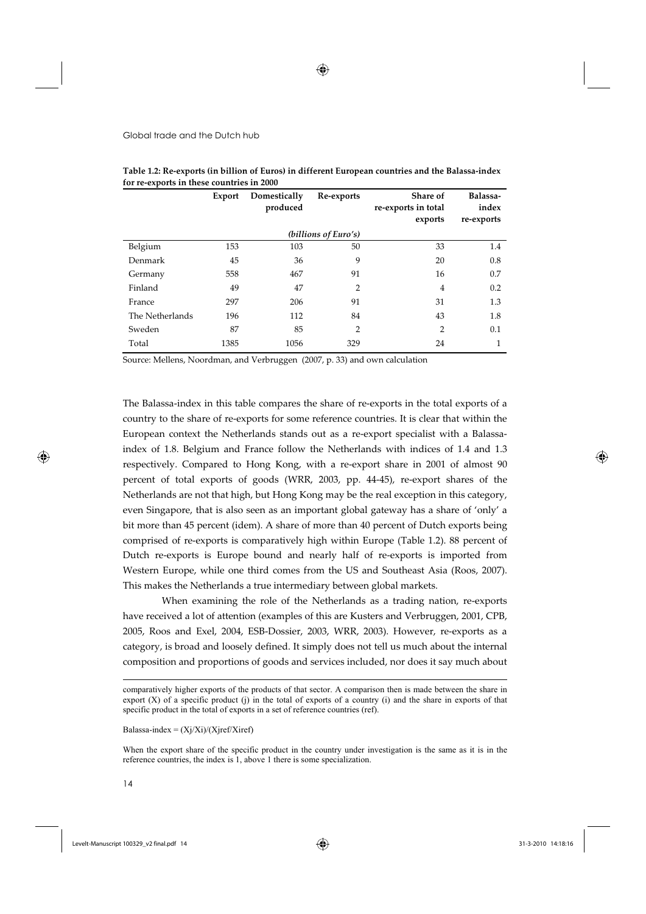**Table 1.2: Re-exports (in billion of Euros) in different European countries and the Balassa-index for re-exports in these countries in 2000**

| | Export | Domestically produced | Re-exports | Share of re-exports in total exports | Balassa-index re-exports |
|---|---|---|---|---|---|
| | | | *(billions of Euro's)* | | |
| Belgium | 153 | 103 | 50 | 33 | 1.4 |
| Denmark | 45 | 36 | 9 | 20 | 0.8 |
| Germany | 558 | 467 | 91 | 16 | 0.7 |
| Finland | 49 | 47 | 2 | 4 | 0.2 |
| France | 297 | 206 | 91 | 31 | 1.3 |
| The Netherlands | 196 | 112 | 84 | 43 | 1.8 |
| Sweden | 87 | 85 | 2 | 2 | 0.1 |
| Total | 1385 | 1056 | 329 | 24 | 1 |

Source: Mellens, Noordman, and Verbruggen (2007, p. 33) and own calculation

The Balassa-index in this table compares the share of re-exports in the total exports of a country to the share of re-exports for some reference countries. It is clear that within the European context the Netherlands stands out as a re-export specialist with a Balassa-index of 1.8. Belgium and France follow the Netherlands with indices of 1.4 and 1.3 respectively. Compared to Hong Kong, with a re-export share in 2001 of almost 90 percent of total exports of goods (WRR, 2003, pp. 44-45), re-export shares of the Netherlands are not that high, but Hong Kong may be the real exception in this category, even Singapore, that is also seen as an important global gateway has a share of 'only' a bit more than 45 percent (idem). A share of more than 40 percent of Dutch exports being comprised of re-exports is comparatively high within Europe (Table 1.2). 88 percent of Dutch re-exports is Europe bound and nearly half of re-exports is imported from Western Europe, while one third comes from the US and Southeast Asia (Roos, 2007). This makes the Netherlands a true intermediary between global markets.

When examining the role of the Netherlands as a trading nation, re-exports have received a lot of attention (examples of this are Kusters and Verbruggen, 2001, CPB, 2005, Roos and Exel, 2004, ESB-Dossier, 2003, WRR, 2003). However, re-exports as a category, is broad and loosely defined. It simply does not tell us much about the internal composition and proportions of goods and services included, nor does it say much about

---

comparatively higher exports of the products of that sector. A comparison then is made between the share in export (X) of a specific product (j) in the total of exports of a country (i) and the share in exports of that specific product in the total of exports in a set of reference countries (ref).

Balassa-index = $(X_j/X_i)/(X_{jref}/X_{iref})$

When the export share of the specific product in the country under investigation is the same as it is in the reference countries, the index is 1, above 1 there is some specialization.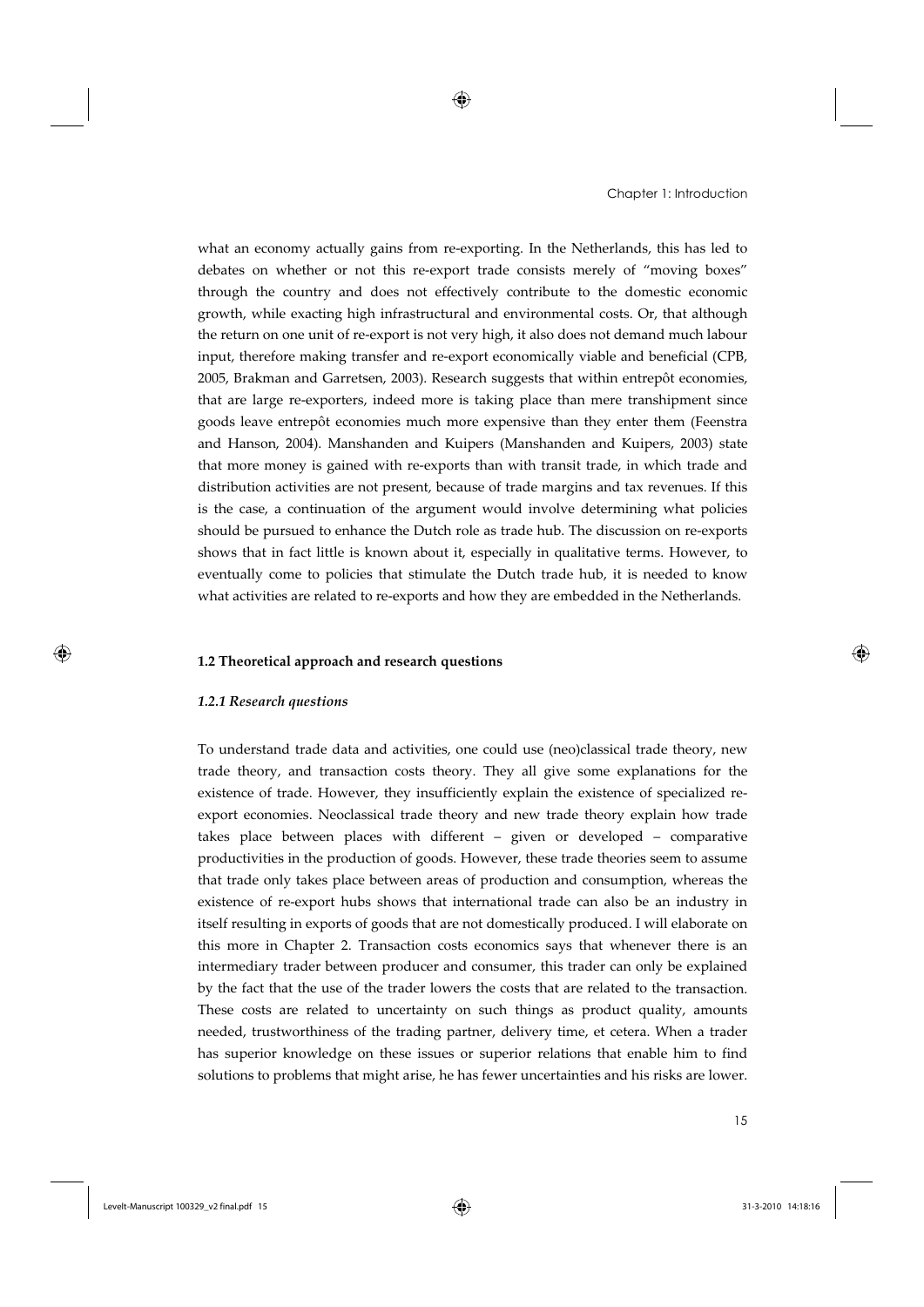what an economy actually gains from re-exporting. In the Netherlands, this has led to debates on whether or not this re-export trade consists merely of "moving boxes" through the country and does not effectively contribute to the domestic economic growth, while exacting high infrastructural and environmental costs. Or, that although the return on one unit of re-export is not very high, it also does not demand much labour input, therefore making transfer and re-export economically viable and beneficial (CPB, 2005, Brakman and Garretsen, 2003). Research suggests that within entrepôt economies, that are large re-exporters, indeed more is taking place than mere transhipment since goods leave entrepôt economies much more expensive than they enter them (Feenstra and Hanson, 2004). Manshanden and Kuipers (Manshanden and Kuipers, 2003) state that more money is gained with re-exports than with transit trade, in which trade and distribution activities are not present, because of trade margins and tax revenues. If this is the case, a continuation of the argument would involve determining what policies should be pursued to enhance the Dutch role as trade hub. The discussion on re-exports shows that in fact little is known about it, especially in qualitative terms. However, to eventually come to policies that stimulate the Dutch trade hub, it is needed to know what activities are related to re-exports and how they are embedded in the Netherlands.

## 1.2 Theoretical approach and research questions

### *1.2.1 Research questions*

To understand trade data and activities, one could use (neo)classical trade theory, new trade theory, and transaction costs theory. They all give some explanations for the existence of trade. However, they insufficiently explain the existence of specialized re-export economies. Neoclassical trade theory and new trade theory explain how trade takes place between places with different – given or developed – comparative productivities in the production of goods. However, these trade theories seem to assume that trade only takes place between areas of production and consumption, whereas the existence of re-export hubs shows that international trade can also be an industry in itself resulting in exports of goods that are not domestically produced. I will elaborate on this more in Chapter 2. Transaction costs economics says that whenever there is an intermediary trader between producer and consumer, this trader can only be explained by the fact that the use of the trader lowers the costs that are related to the transaction. These costs are related to uncertainty on such things as product quality, amounts needed, trustworthiness of the trading partner, delivery time, et cetera. When a trader has superior knowledge on these issues or superior relations that enable him to find solutions to problems that might arise, he has fewer uncertainties and his risks are lower.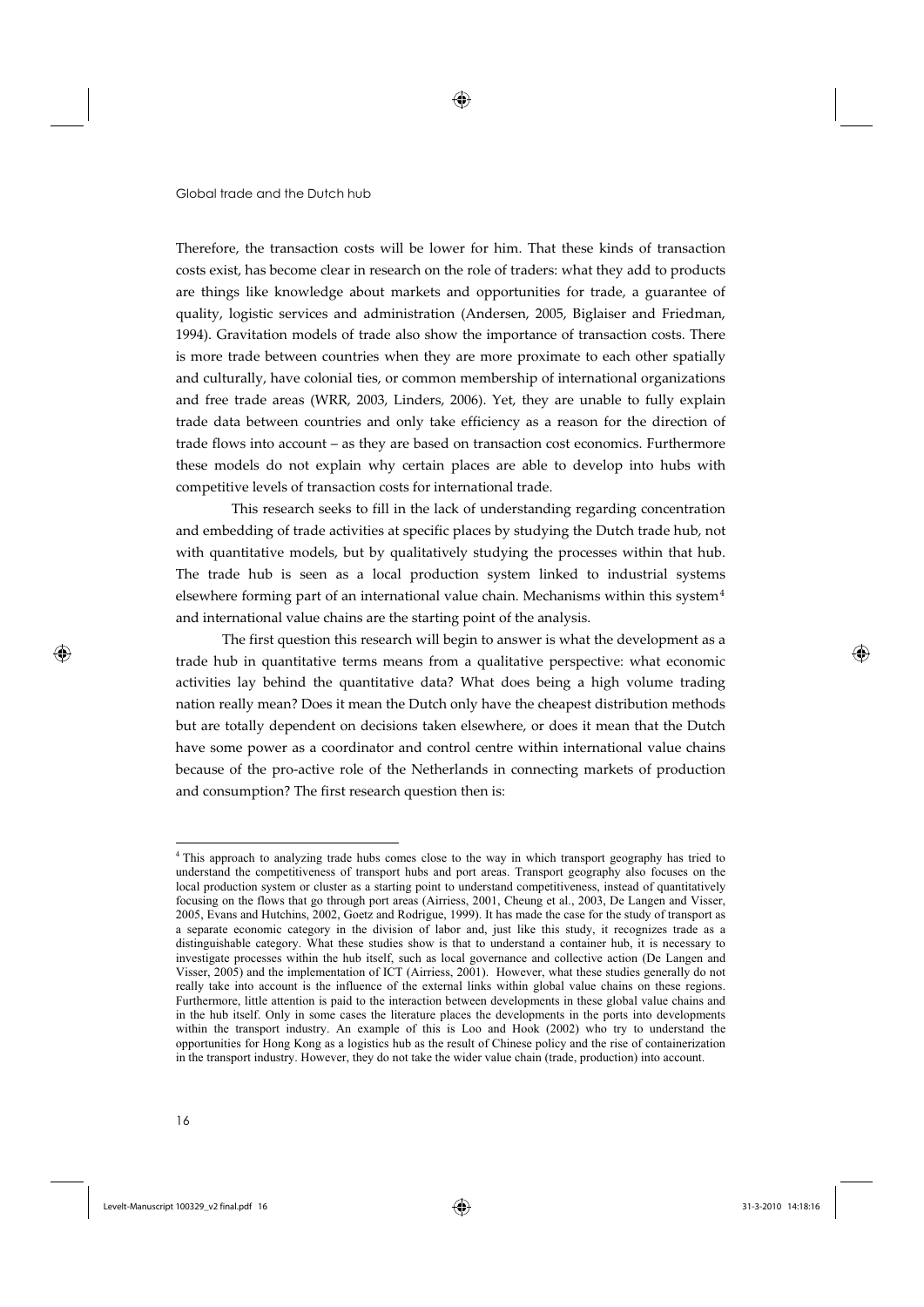Therefore, the transaction costs will be lower for him. That these kinds of transaction costs exist, has become clear in research on the role of traders: what they add to products are things like knowledge about markets and opportunities for trade, a guarantee of quality, logistic services and administration (Andersen, 2005, Biglaiser and Friedman, 1994). Gravitation models of trade also show the importance of transaction costs. There is more trade between countries when they are more proximate to each other spatially and culturally, have colonial ties, or common membership of international organizations and free trade areas (WRR, 2003, Linders, 2006). Yet, they are unable to fully explain trade data between countries and only take efficiency as a reason for the direction of trade flows into account – as they are based on transaction cost economics. Furthermore these models do not explain why certain places are able to develop into hubs with competitive levels of transaction costs for international trade.

This research seeks to fill in the lack of understanding regarding concentration and embedding of trade activities at specific places by studying the Dutch trade hub, not with quantitative models, but by qualitatively studying the processes within that hub. The trade hub is seen as a local production system linked to industrial systems elsewhere forming part of an international value chain. Mechanisms within this system[4] and international value chains are the starting point of the analysis.

The first question this research will begin to answer is what the development as a trade hub in quantitative terms means from a qualitative perspective: what economic activities lay behind the quantitative data? What does being a high volume trading nation really mean? Does it mean the Dutch only have the cheapest distribution methods but are totally dependent on decisions taken elsewhere, or does it mean that the Dutch have some power as a coordinator and control centre within international value chains because of the pro-active role of the Netherlands in connecting markets of production and consumption? The first research question then is:

---

[4] This approach to analyzing trade hubs comes close to the way in which transport geography has tried to understand the competitiveness of transport hubs and port areas. Transport geography also focuses on the local production system or cluster as a starting point to understand competitiveness, instead of quantitatively focusing on the flows that go through port areas (Airriess, 2001, Cheung et al., 2003, De Langen and Visser, 2005, Evans and Hutchins, 2002, Goetz and Rodrigue, 1999). It has made the case for the study of transport as a separate economic category in the division of labor and, just like this study, it recognizes trade as a distinguishable category. What these studies show is that to understand a container hub, it is necessary to investigate processes within the hub itself, such as local governance and collective action (De Langen and Visser, 2005) and the implementation of ICT (Airriess, 2001). However, what these studies generally do not really take into account is the influence of the external links within global value chains on these regions. Furthermore, little attention is paid to the interaction between developments in these global value chains and in the hub itself. Only in some cases the literature places the developments in the ports into developments within the transport industry. An example of this is Loo and Hook (2002) who try to understand the opportunities for Hong Kong as a logistics hub as the result of Chinese policy and the rise of containerization in the transport industry. However, they do not take the wider value chain (trade, production) into account.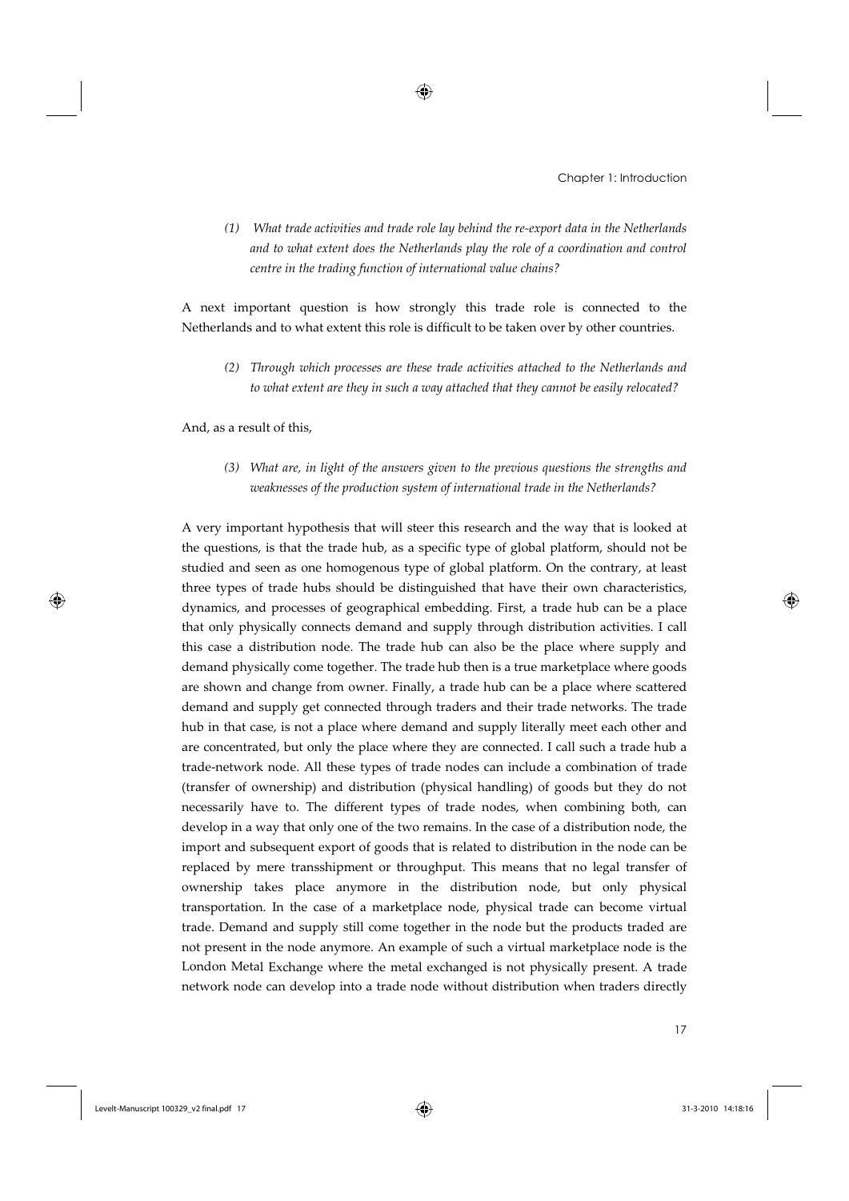*(1) What trade activities and trade role lay behind the re-export data in the Netherlands and to what extent does the Netherlands play the role of a coordination and control centre in the trading function of international value chains?*

A next important question is how strongly this trade role is connected to the Netherlands and to what extent this role is difficult to be taken over by other countries.

*(2) Through which processes are these trade activities attached to the Netherlands and to what extent are they in such a way attached that they cannot be easily relocated?*

And, as a result of this,

*(3) What are, in light of the answers given to the previous questions the strengths and weaknesses of the production system of international trade in the Netherlands?*

A very important hypothesis that will steer this research and the way that is looked at the questions, is that the trade hub, as a specific type of global platform, should not be studied and seen as one homogenous type of global platform. On the contrary, at least three types of trade hubs should be distinguished that have their own characteristics, dynamics, and processes of geographical embedding. First, a trade hub can be a place that only physically connects demand and supply through distribution activities. I call this case a distribution node. The trade hub can also be the place where supply and demand physically come together. The trade hub then is a true marketplace where goods are shown and change from owner. Finally, a trade hub can be a place where scattered demand and supply get connected through traders and their trade networks. The trade hub in that case, is not a place where demand and supply literally meet each other and are concentrated, but only the place where they are connected. I call such a trade hub a trade-network node. All these types of trade nodes can include a combination of trade (transfer of ownership) and distribution (physical handling) of goods but they do not necessarily have to. The different types of trade nodes, when combining both, can develop in a way that only one of the two remains. In the case of a distribution node, the import and subsequent export of goods that is related to distribution in the node can be replaced by mere transshipment or throughput. This means that no legal transfer of ownership takes place anymore in the distribution node, but only physical transportation. In the case of a marketplace node, physical trade can become virtual trade. Demand and supply still come together in the node but the products traded are not present in the node anymore. An example of such a virtual marketplace node is the London Metal Exchange where the metal exchanged is not physically present. A trade network node can develop into a trade node without distribution when traders directly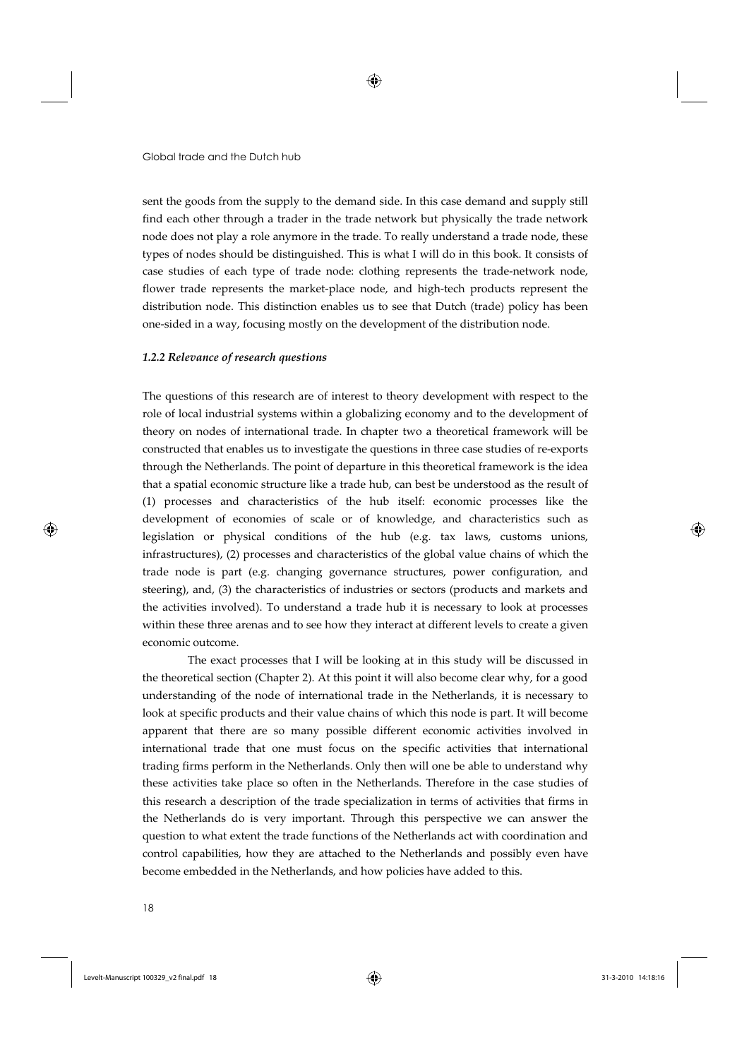sent the goods from the supply to the demand side. In this case demand and supply still find each other through a trader in the trade network but physically the trade network node does not play a role anymore in the trade. To really understand a trade node, these types of nodes should be distinguished. This is what I will do in this book. It consists of case studies of each type of trade node: clothing represents the trade-network node, flower trade represents the market-place node, and high-tech products represent the distribution node. This distinction enables us to see that Dutch (trade) policy has been one-sided in a way, focusing mostly on the development of the distribution node.

### *1.2.2 Relevance of research questions*

The questions of this research are of interest to theory development with respect to the role of local industrial systems within a globalizing economy and to the development of theory on nodes of international trade. In chapter two a theoretical framework will be constructed that enables us to investigate the questions in three case studies of re-exports through the Netherlands. The point of departure in this theoretical framework is the idea that a spatial economic structure like a trade hub, can best be understood as the result of (1) processes and characteristics of the hub itself: economic processes like the development of economies of scale or of knowledge, and characteristics such as legislation or physical conditions of the hub (e.g. tax laws, customs unions, infrastructures), (2) processes and characteristics of the global value chains of which the trade node is part (e.g. changing governance structures, power configuration, and steering), and, (3) the characteristics of industries or sectors (products and markets and the activities involved). To understand a trade hub it is necessary to look at processes within these three arenas and to see how they interact at different levels to create a given economic outcome.

The exact processes that I will be looking at in this study will be discussed in the theoretical section (Chapter 2). At this point it will also become clear why, for a good understanding of the node of international trade in the Netherlands, it is necessary to look at specific products and their value chains of which this node is part. It will become apparent that there are so many possible different economic activities involved in international trade that one must focus on the specific activities that international trading firms perform in the Netherlands. Only then will one be able to understand why these activities take place so often in the Netherlands. Therefore in the case studies of this research a description of the trade specialization in terms of activities that firms in the Netherlands do is very important. Through this perspective we can answer the question to what extent the trade functions of the Netherlands act with coordination and control capabilities, how they are attached to the Netherlands and possibly even have become embedded in the Netherlands, and how policies have added to this.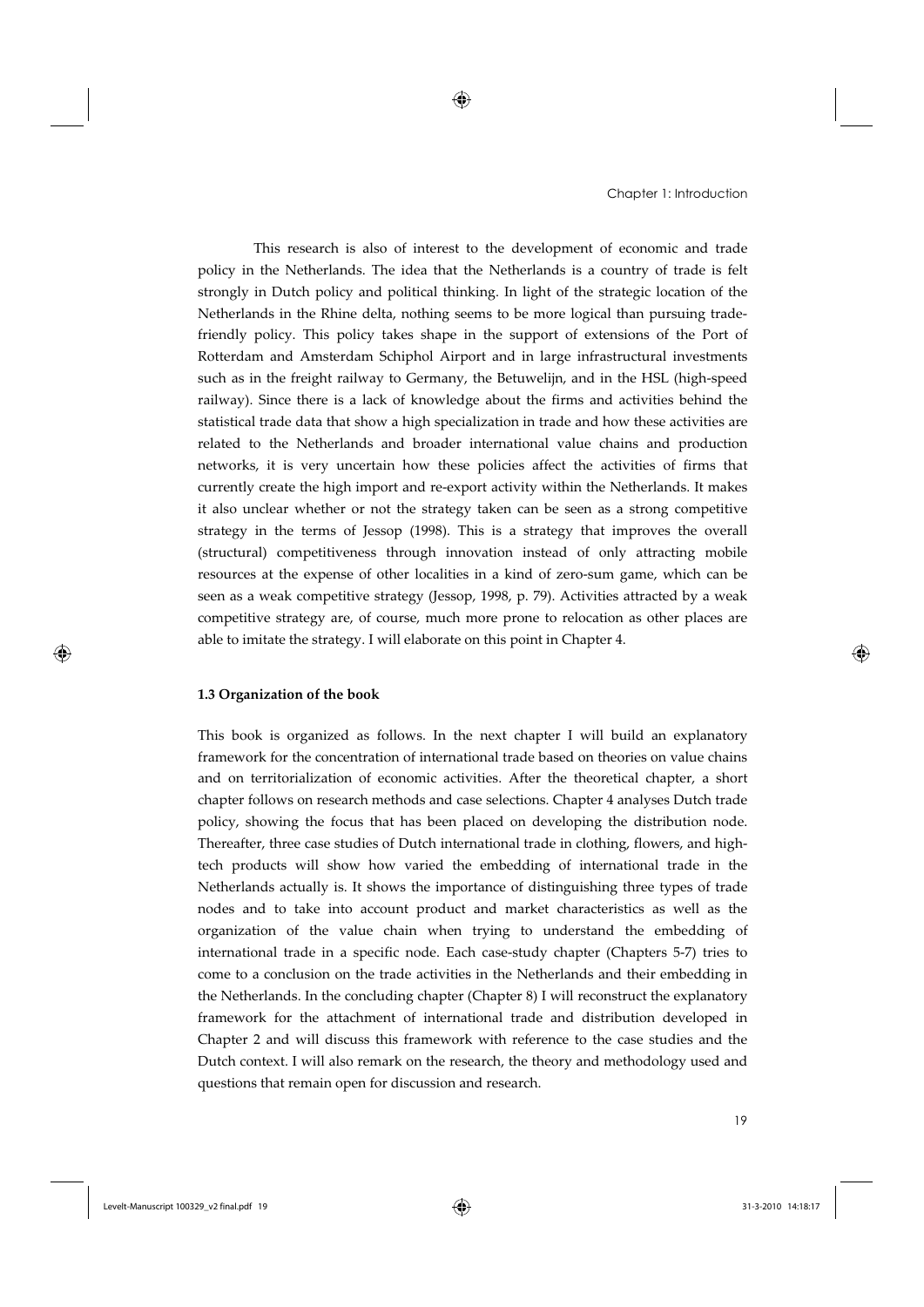This research is also of interest to the development of economic and trade policy in the Netherlands. The idea that the Netherlands is a country of trade is felt strongly in Dutch policy and political thinking. In light of the strategic location of the Netherlands in the Rhine delta, nothing seems to be more logical than pursuing trade-friendly policy. This policy takes shape in the support of extensions of the Port of Rotterdam and Amsterdam Schiphol Airport and in large infrastructural investments such as in the freight railway to Germany, the Betuwelijn, and in the HSL (high-speed railway). Since there is a lack of knowledge about the firms and activities behind the statistical trade data that show a high specialization in trade and how these activities are related to the Netherlands and broader international value chains and production networks, it is very uncertain how these policies affect the activities of firms that currently create the high import and re-export activity within the Netherlands. It makes it also unclear whether or not the strategy taken can be seen as a strong competitive strategy in the terms of Jessop (1998). This is a strategy that improves the overall (structural) competitiveness through innovation instead of only attracting mobile resources at the expense of other localities in a kind of zero-sum game, which can be seen as a weak competitive strategy (Jessop, 1998, p. 79). Activities attracted by a weak competitive strategy are, of course, much more prone to relocation as other places are able to imitate the strategy. I will elaborate on this point in Chapter 4.

### 1.3 Organization of the book

This book is organized as follows. In the next chapter I will build an explanatory framework for the concentration of international trade based on theories on value chains and on territorialization of economic activities. After the theoretical chapter, a short chapter follows on research methods and case selections. Chapter 4 analyses Dutch trade policy, showing the focus that has been placed on developing the distribution node. Thereafter, three case studies of Dutch international trade in clothing, flowers, and high-tech products will show how varied the embedding of international trade in the Netherlands actually is. It shows the importance of distinguishing three types of trade nodes and to take into account product and market characteristics as well as the organization of the value chain when trying to understand the embedding of international trade in a specific node. Each case-study chapter (Chapters 5-7) tries to come to a conclusion on the trade activities in the Netherlands and their embedding in the Netherlands. In the concluding chapter (Chapter 8) I will reconstruct the explanatory framework for the attachment of international trade and distribution developed in Chapter 2 and will discuss this framework with reference to the case studies and the Dutch context. I will also remark on the research, the theory and methodology used and questions that remain open for discussion and research.